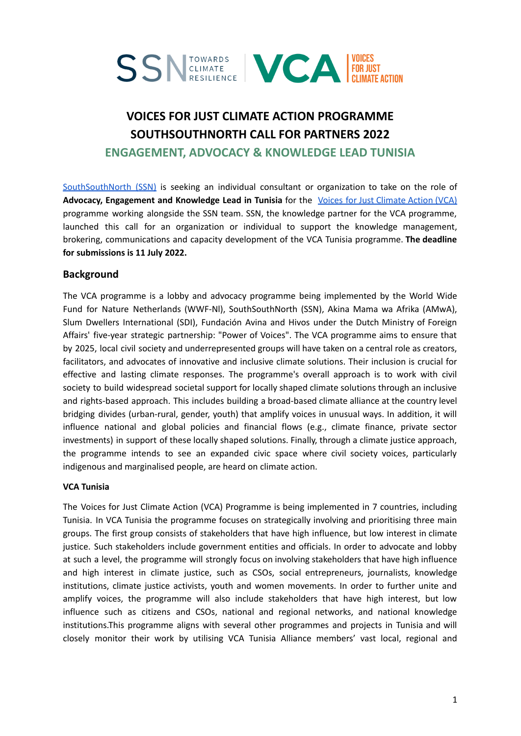# VOICES FOR JUST CLIMATE ACTION PROGRAMME SOUTHSOUTHNORTH CALL FOR PARTNERS 2022

## ENGAGEMENT, ADVOCACY & KNOWLEDGE LEAD TUNISIA

SouthSouthNorth (SSN) is seeking an individual consultant or organization to take on the role of **Advocacy, Engagement and Knowledge Lead in Tunisia** for the Voices for Just Climate Action (VCA) programme working alongside the SSN team. SSN, the knowledge partner for the VCA programme, launched this call for an organization or individual to support the knowledge management, brokering, communications and capacity development of the VCA Tunisia programme. **The deadline for submissions is 11 July 2022.**

## Background

The VCA programme is a lobby and advocacy programme being implemented by the World Wide Fund for Nature Netherlands (WWF-Nl), SouthSouthNorth (SSN), Akina Mama wa Afrika (AMwA), Slum Dwellers International (SDI), Fundación Avina and Hivos under the Dutch Ministry of Foreign Affairs' five-year strategic partnership: "Power of Voices". The VCA programme aims to ensure that by 2025, local civil society and underrepresented groups will have taken on a central role as creators, facilitators, and advocates of innovative and inclusive climate solutions. Their inclusion is crucial for effective and lasting climate responses. The programme's overall approach is to work with civil society to build widespread societal support for locally shaped climate solutions through an inclusive and rights-based approach. This includes building a broad-based climate alliance at the country level bridging divides (urban-rural, gender, youth) that amplify voices in unusual ways. In addition, it will influence national and global policies and financial flows (e.g., climate finance, private sector investments) in support of these locally shaped solutions. Finally, through a climate justice approach, the programme intends to see an expanded civic space where civil society voices, particularly indigenous and marginalised people, are heard on climate action.

**VCA Tunisia**

The Voices for Just Climate Action (VCA) Programme is being implemented in 7 countries, including Tunisia. In VCA Tunisia the programme focuses on strategically involving and prioritising three main groups. The first group consists of stakeholders that have high influence, but low interest in climate justice. Such stakeholders include government entities and officials. In order to advocate and lobby at such a level, the programme will strongly focus on involving stakeholders that have high influence and high interest in climate justice, such as CSOs, social entrepreneurs, journalists, knowledge institutions, climate justice activists, youth and women movements. In order to further unite and amplify voices, the programme will also include stakeholders that have high interest, but low influence such as citizens and CSOs, national and regional networks, and national knowledge institutions.This programme aligns with several other programmes and projects in Tunisia and will closely monitor their work by utilising VCA Tunisia Alliance members' vast local, regional and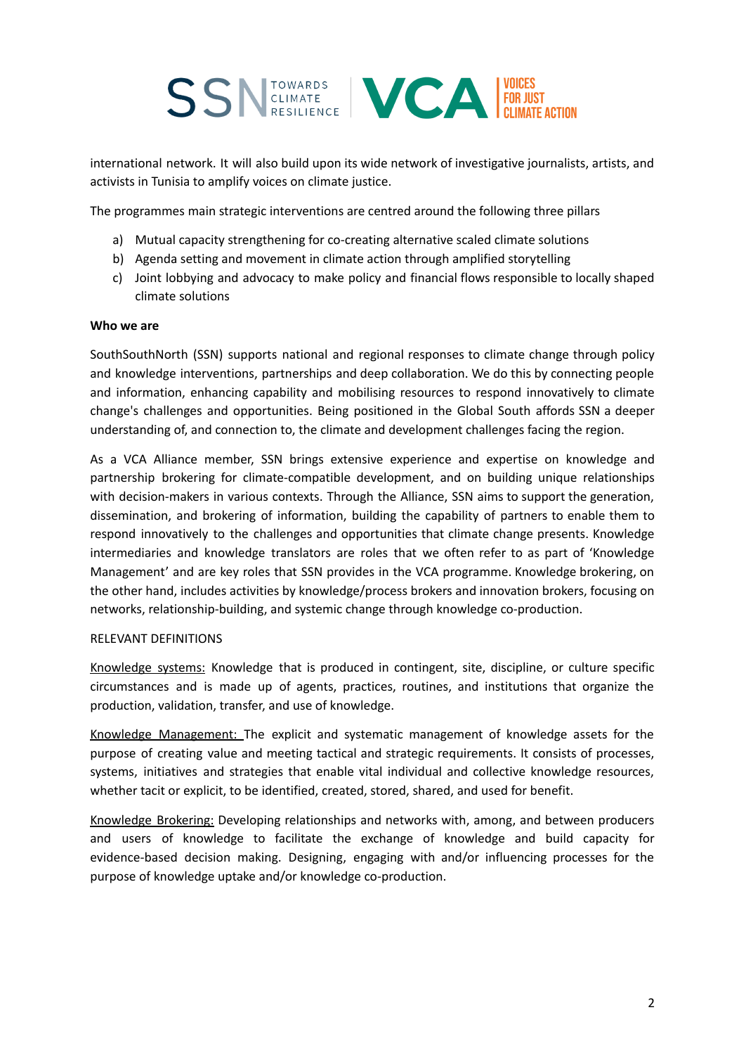international network. It will also build upon its wide network of investigative journalists, artists, and activists in Tunisia to amplify voices on climate justice.

The programmes main strategic interventions are centred around the following three pillars

a) Mutual capacity strengthening for co-creating alternative scaled climate solutions
b) Agenda setting and movement in climate action through amplified storytelling
c) Joint lobbying and advocacy to make policy and financial flows responsible to locally shaped climate solutions

**Who we are**

SouthSouthNorth (SSN) supports national and regional responses to climate change through policy and knowledge interventions, partnerships and deep collaboration. We do this by connecting people and information, enhancing capability and mobilising resources to respond innovatively to climate change's challenges and opportunities. Being positioned in the Global South affords SSN a deeper understanding of, and connection to, the climate and development challenges facing the region.

As a VCA Alliance member, SSN brings extensive experience and expertise on knowledge and partnership brokering for climate-compatible development, and on building unique relationships with decision-makers in various contexts. Through the Alliance, SSN aims to support the generation, dissemination, and brokering of information, building the capability of partners to enable them to respond innovatively to the challenges and opportunities that climate change presents. Knowledge intermediaries and knowledge translators are roles that we often refer to as part of 'Knowledge Management' and are key roles that SSN provides in the VCA programme. Knowledge brokering, on the other hand, includes activities by knowledge/process brokers and innovation brokers, focusing on networks, relationship-building, and systemic change through knowledge co-production.

RELEVANT DEFINITIONS

Knowledge systems: Knowledge that is produced in contingent, site, discipline, or culture specific circumstances and is made up of agents, practices, routines, and institutions that organize the production, validation, transfer, and use of knowledge.

Knowledge Management: The explicit and systematic management of knowledge assets for the purpose of creating value and meeting tactical and strategic requirements. It consists of processes, systems, initiatives and strategies that enable vital individual and collective knowledge resources, whether tacit or explicit, to be identified, created, stored, shared, and used for benefit.

Knowledge Brokering: Developing relationships and networks with, among, and between producers and users of knowledge to facilitate the exchange of knowledge and build capacity for evidence-based decision making. Designing, engaging with and/or influencing processes for the purpose of knowledge uptake and/or knowledge co-production.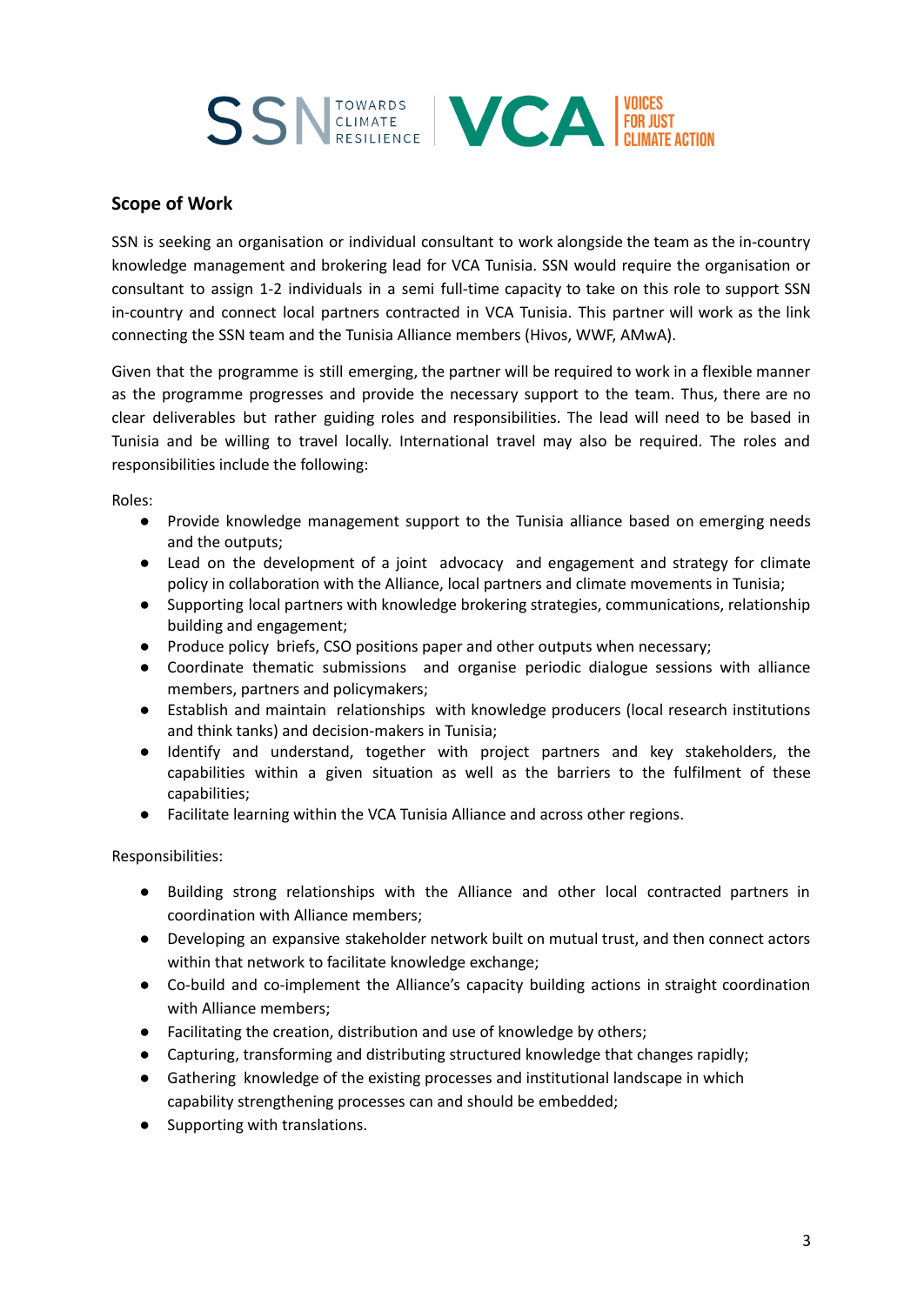## Scope of Work

SSN is seeking an organisation or individual consultant to work alongside the team as the in-country knowledge management and brokering lead for VCA Tunisia. SSN would require the organisation or consultant to assign 1-2 individuals in a semi full-time capacity to take on this role to support SSN in-country and connect local partners contracted in VCA Tunisia. This partner will work as the link connecting the SSN team and the Tunisia Alliance members (Hivos, WWF, AMwA).

Given that the programme is still emerging, the partner will be required to work in a flexible manner as the programme progresses and provide the necessary support to the team. Thus, there are no clear deliverables but rather guiding roles and responsibilities. The lead will need to be based in Tunisia and be willing to travel locally. International travel may also be required. The roles and responsibilities include the following:

Roles:

- Provide knowledge management support to the Tunisia alliance based on emerging needs and the outputs;
- Lead on the development of a joint advocacy and engagement and strategy for climate policy in collaboration with the Alliance, local partners and climate movements in Tunisia;
- Supporting local partners with knowledge brokering strategies, communications, relationship building and engagement;
- Produce policy briefs, CSO positions paper and other outputs when necessary;
- Coordinate thematic submissions and organise periodic dialogue sessions with alliance members, partners and policymakers;
- Establish and maintain relationships with knowledge producers (local research institutions and think tanks) and decision-makers in Tunisia;
- Identify and understand, together with project partners and key stakeholders, the capabilities within a given situation as well as the barriers to the fulfilment of these capabilities;
- Facilitate learning within the VCA Tunisia Alliance and across other regions.

Responsibilities:

- Building strong relationships with the Alliance and other local contracted partners in coordination with Alliance members;
- Developing an expansive stakeholder network built on mutual trust, and then connect actors within that network to facilitate knowledge exchange;
- Co-build and co-implement the Alliance's capacity building actions in straight coordination with Alliance members;
- Facilitating the creation, distribution and use of knowledge by others;
- Capturing, transforming and distributing structured knowledge that changes rapidly;
- Gathering knowledge of the existing processes and institutional landscape in which capability strengthening processes can and should be embedded;
- Supporting with translations.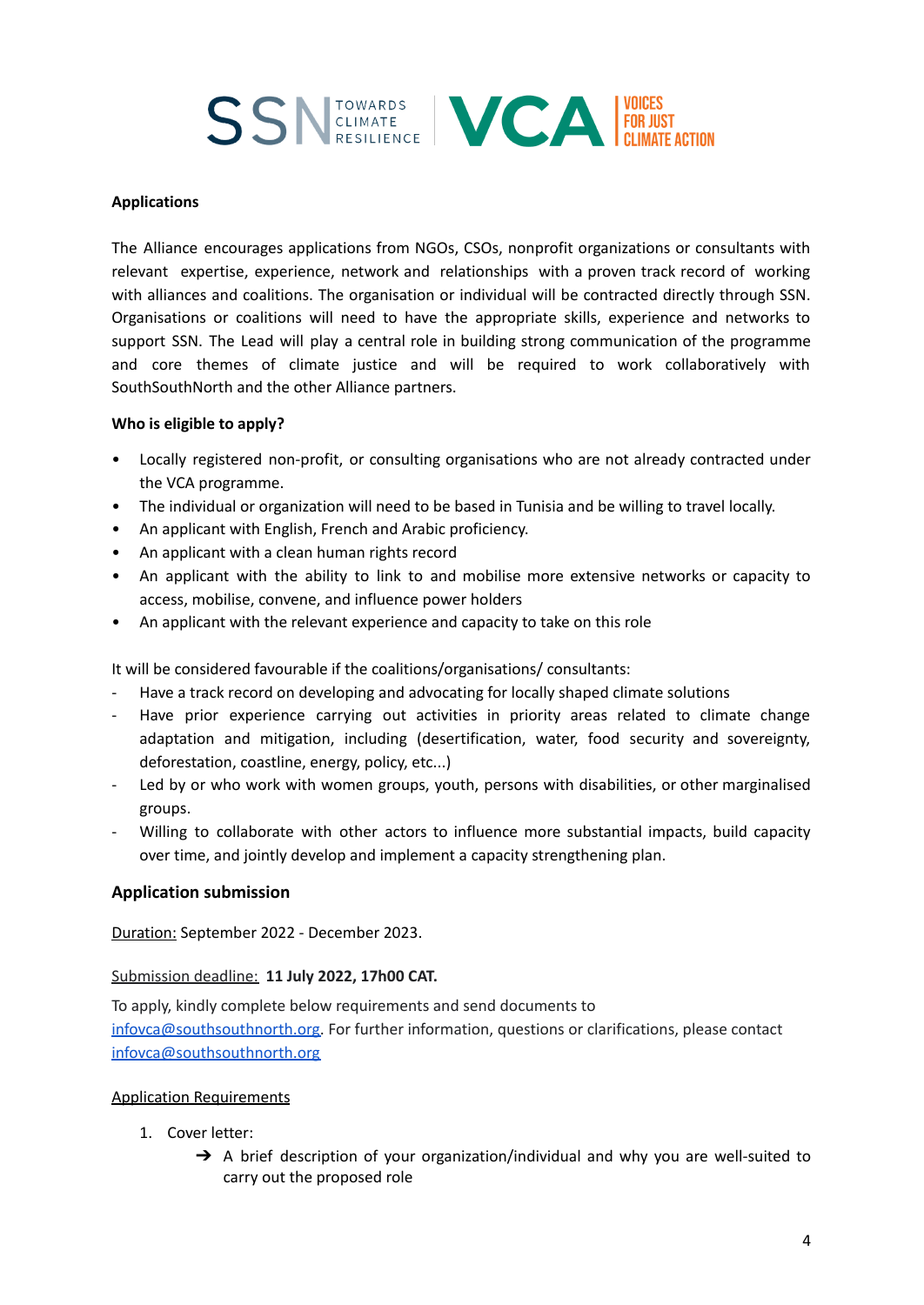**Applications**

The Alliance encourages applications from NGOs, CSOs, nonprofit organizations or consultants with relevant expertise, experience, network and relationships with a proven track record of working with alliances and coalitions. The organisation or individual will be contracted directly through SSN. Organisations or coalitions will need to have the appropriate skills, experience and networks to support SSN. The Lead will play a central role in building strong communication of the programme and core themes of climate justice and will be required to work collaboratively with SouthSouthNorth and the other Alliance partners.

**Who is eligible to apply?**

- Locally registered non-profit, or consulting organisations who are not already contracted under the VCA programme.
- The individual or organization will need to be based in Tunisia and be willing to travel locally.
- An applicant with English, French and Arabic proficiency.
- An applicant with a clean human rights record
- An applicant with the ability to link to and mobilise more extensive networks or capacity to access, mobilise, convene, and influence power holders
- An applicant with the relevant experience and capacity to take on this role

It will be considered favourable if the coalitions/organisations/ consultants:

- Have a track record on developing and advocating for locally shaped climate solutions
- Have prior experience carrying out activities in priority areas related to climate change adaptation and mitigation, including (desertification, water, food security and sovereignty, deforestation, coastline, energy, policy, etc...)
- Led by or who work with women groups, youth, persons with disabilities, or other marginalised groups.
- Willing to collaborate with other actors to influence more substantial impacts, build capacity over time, and jointly develop and implement a capacity strengthening plan.

## Application submission

Duration: September 2022 - December 2023.

Submission deadline: **11 July 2022, 17h00 CAT.**

To apply, kindly complete below requirements and send documents to infovca@southsouthnorth.org. For further information, questions or clarifications, please contact infovca@southsouthnorth.org

Application Requirements

1. Cover letter:
   - ➔ A brief description of your organization/individual and why you are well-suited to carry out the proposed role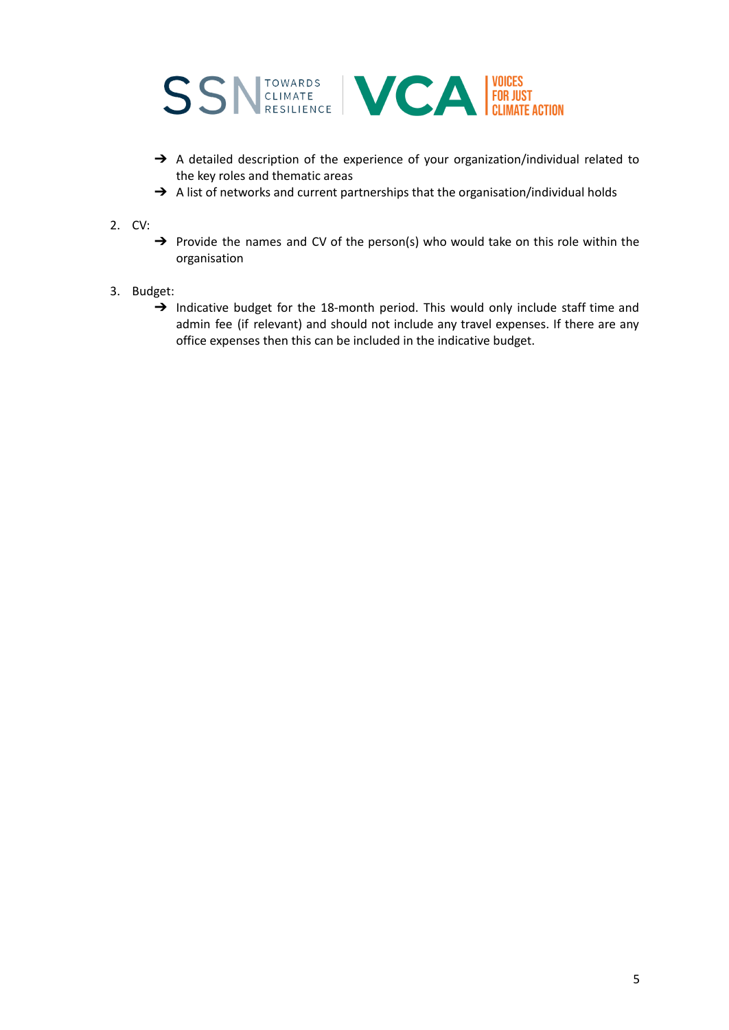- ➔ A detailed description of the experience of your organization/individual related to the key roles and thematic areas
- ➔ A list of networks and current partnerships that the organisation/individual holds

2. CV:
   - ➔ Provide the names and CV of the person(s) who would take on this role within the organisation

3. Budget:
   - ➔ Indicative budget for the 18-month period. This would only include staff time and admin fee (if relevant) and should not include any travel expenses. If there are any office expenses then this can be included in the indicative budget.